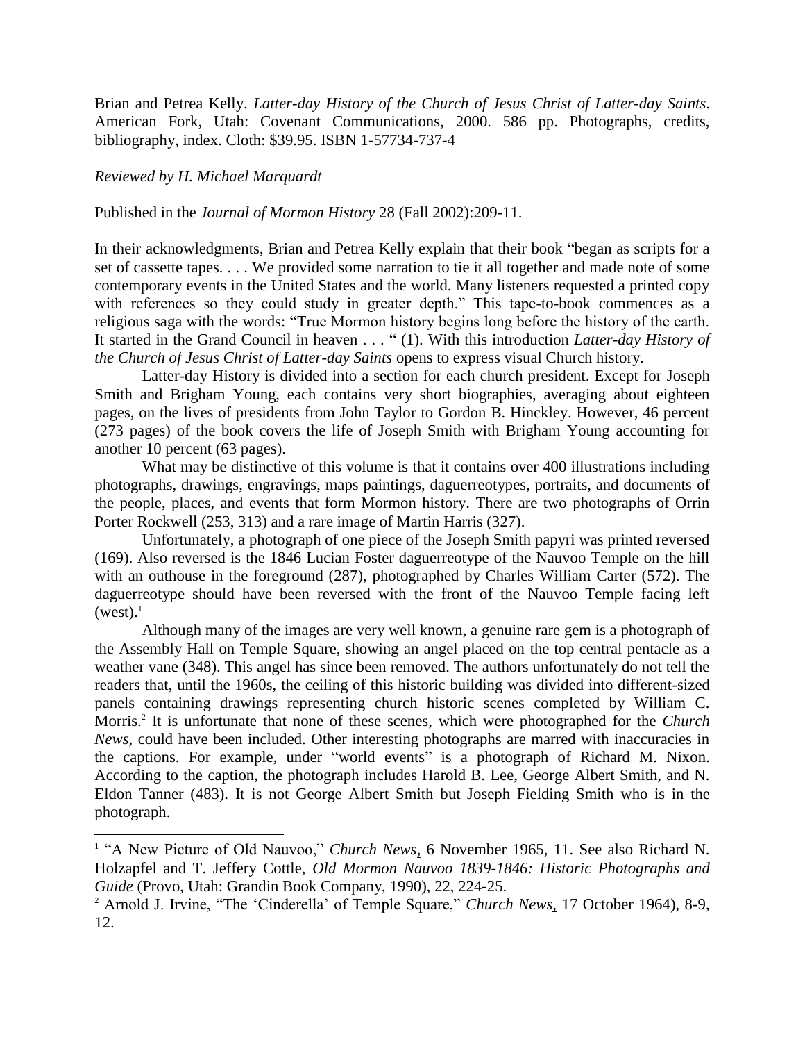Brian and Petrea Kelly. *Latter-day History of the Church of Jesus Christ of Latter-day Saints*. American Fork, Utah: Covenant Communications, 2000. 586 pp. Photographs, credits, bibliography, index. Cloth: $39.95. ISBN 1-57734-737-4

*Reviewed by H. Michael Marquardt*

Published in the *Journal of Mormon History* 28 (Fall 2002):209-11.

In their acknowledgments, Brian and Petrea Kelly explain that their book "began as scripts for a set of cassette tapes. . . . We provided some narration to tie it all together and made note of some contemporary events in the United States and the world. Many listeners requested a printed copy with references so they could study in greater depth." This tape-to-book commences as a religious saga with the words: "True Mormon history begins long before the history of the earth. It started in the Grand Council in heaven . . . " (1). With this introduction *Latter-day History of the Church of Jesus Christ of Latter-day Saints* opens to express visual Church history.

Latter-day History is divided into a section for each church president. Except for Joseph Smith and Brigham Young, each contains very short biographies, averaging about eighteen pages, on the lives of presidents from John Taylor to Gordon B. Hinckley. However, 46 percent (273 pages) of the book covers the life of Joseph Smith with Brigham Young accounting for another 10 percent (63 pages).

What may be distinctive of this volume is that it contains over 400 illustrations including photographs, drawings, engravings, maps paintings, daguerreotypes, portraits, and documents of the people, places, and events that form Mormon history. There are two photographs of Orrin Porter Rockwell (253, 313) and a rare image of Martin Harris (327).

Unfortunately, a photograph of one piece of the Joseph Smith papyri was printed reversed (169). Also reversed is the 1846 Lucian Foster daguerreotype of the Nauvoo Temple on the hill with an outhouse in the foreground (287), photographed by Charles William Carter (572). The daguerreotype should have been reversed with the front of the Nauvoo Temple facing left (west).[1]

Although many of the images are very well known, a genuine rare gem is a photograph of the Assembly Hall on Temple Square, showing an angel placed on the top central pentacle as a weather vane (348). This angel has since been removed. The authors unfortunately do not tell the readers that, until the 1960s, the ceiling of this historic building was divided into different-sized panels containing drawings representing church historic scenes completed by William C. Morris.[2] It is unfortunate that none of these scenes, which were photographed for the *Church News*, could have been included. Other interesting photographs are marred with inaccuracies in the captions. For example, under "world events" is a photograph of Richard M. Nixon. According to the caption, the photograph includes Harold B. Lee, George Albert Smith, and N. Eldon Tanner (483). It is not George Albert Smith but Joseph Fielding Smith who is in the photograph.

---

[1] "A New Picture of Old Nauvoo," *Church News*, 6 November 1965, 11. See also Richard N. Holzapfel and T. Jeffery Cottle, *Old Mormon Nauvoo 1839-1846: Historic Photographs and Guide* (Provo, Utah: Grandin Book Company, 1990), 22, 224-25.

[2] Arnold J. Irvine, "The 'Cinderella' of Temple Square," *Church News*, 17 October 1964), 8-9, 12.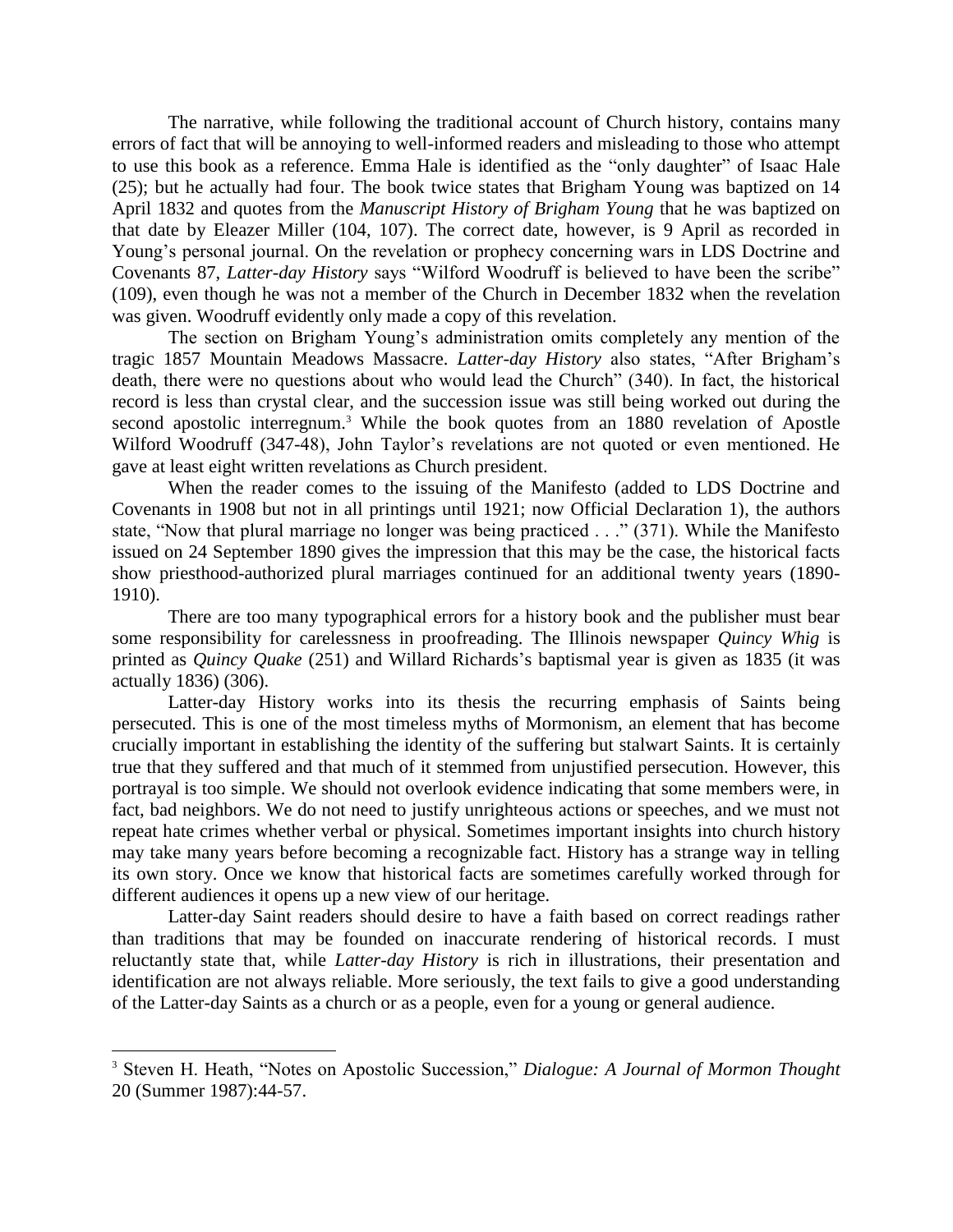The narrative, while following the traditional account of Church history, contains many errors of fact that will be annoying to well-informed readers and misleading to those who attempt to use this book as a reference. Emma Hale is identified as the "only daughter" of Isaac Hale (25); but he actually had four. The book twice states that Brigham Young was baptized on 14 April 1832 and quotes from the *Manuscript History of Brigham Young* that he was baptized on that date by Eleazer Miller (104, 107). The correct date, however, is 9 April as recorded in Young's personal journal. On the revelation or prophecy concerning wars in LDS Doctrine and Covenants 87, *Latter-day History* says "Wilford Woodruff is believed to have been the scribe" (109), even though he was not a member of the Church in December 1832 when the revelation was given. Woodruff evidently only made a copy of this revelation.

The section on Brigham Young's administration omits completely any mention of the tragic 1857 Mountain Meadows Massacre. *Latter-day History* also states, "After Brigham's death, there were no questions about who would lead the Church" (340). In fact, the historical record is less than crystal clear, and the succession issue was still being worked out during the second apostolic interregnum.[3] While the book quotes from an 1880 revelation of Apostle Wilford Woodruff (347-48), John Taylor's revelations are not quoted or even mentioned. He gave at least eight written revelations as Church president.

When the reader comes to the issuing of the Manifesto (added to LDS Doctrine and Covenants in 1908 but not in all printings until 1921; now Official Declaration 1), the authors state, "Now that plural marriage no longer was being practiced . . ." (371). While the Manifesto issued on 24 September 1890 gives the impression that this may be the case, the historical facts show priesthood-authorized plural marriages continued for an additional twenty years (1890-1910).

There are too many typographical errors for a history book and the publisher must bear some responsibility for carelessness in proofreading. The Illinois newspaper *Quincy Whig* is printed as *Quincy Quake* (251) and Willard Richards's baptismal year is given as 1835 (it was actually 1836) (306).

Latter-day History works into its thesis the recurring emphasis of Saints being persecuted. This is one of the most timeless myths of Mormonism, an element that has become crucially important in establishing the identity of the suffering but stalwart Saints. It is certainly true that they suffered and that much of it stemmed from unjustified persecution. However, this portrayal is too simple. We should not overlook evidence indicating that some members were, in fact, bad neighbors. We do not need to justify unrighteous actions or speeches, and we must not repeat hate crimes whether verbal or physical. Sometimes important insights into church history may take many years before becoming a recognizable fact. History has a strange way in telling its own story. Once we know that historical facts are sometimes carefully worked through for different audiences it opens up a new view of our heritage.

Latter-day Saint readers should desire to have a faith based on correct readings rather than traditions that may be founded on inaccurate rendering of historical records. I must reluctantly state that, while *Latter-day History* is rich in illustrations, their presentation and identification are not always reliable. More seriously, the text fails to give a good understanding of the Latter-day Saints as a church or as a people, even for a young or general audience.

---

[3] Steven H. Heath, "Notes on Apostolic Succession," *Dialogue: A Journal of Mormon Thought* 20 (Summer 1987):44-57.